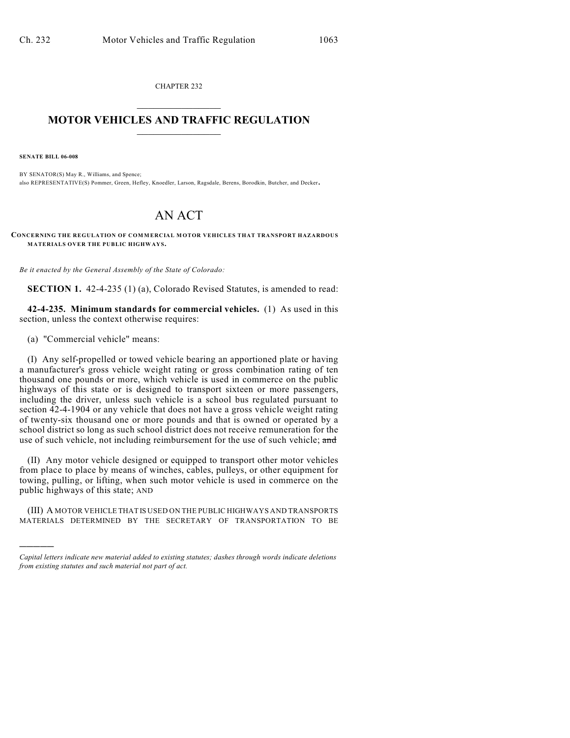CHAPTER 232

# MOTOR VEHICLES AND TRAFFIC REGULATION

**SENATE BILL 06-008**

BY SENATOR(S) May R., Williams, and Spence;
also REPRESENTATIVE(S) Pommer, Green, Hefley, Knoedler, Larson, Ragsdale, Berens, Borodkin, Butcher, and Decker.

# AN ACT

**CONCERNING THE REGULATION OF COMMERCIAL MOTOR VEHICLES THAT TRANSPORT HAZARDOUS MATERIALS OVER THE PUBLIC HIGHWAYS.**

*Be it enacted by the General Assembly of the State of Colorado:*

**SECTION 1.** 42-4-235 (1) (a), Colorado Revised Statutes, is amended to read:

**42-4-235. Minimum standards for commercial vehicles.** (1) As used in this section, unless the context otherwise requires:

(a) "Commercial vehicle" means:

(I) Any self-propelled or towed vehicle bearing an apportioned plate or having a manufacturer's gross vehicle weight rating or gross combination rating of ten thousand one pounds or more, which vehicle is used in commerce on the public highways of this state or is designed to transport sixteen or more passengers, including the driver, unless such vehicle is a school bus regulated pursuant to section 42-4-1904 or any vehicle that does not have a gross vehicle weight rating of twenty-six thousand one or more pounds and that is owned or operated by a school district so long as such school district does not receive remuneration for the use of such vehicle, not including reimbursement for the use of such vehicle; ~~and~~

(II) Any motor vehicle designed or equipped to transport other motor vehicles from place to place by means of winches, cables, pulleys, or other equipment for towing, pulling, or lifting, when such motor vehicle is used in commerce on the public highways of this state; AND

(III) A MOTOR VEHICLE THAT IS USED ON THE PUBLIC HIGHWAYS AND TRANSPORTS MATERIALS DETERMINED BY THE SECRETARY OF TRANSPORTATION TO BE

---

*Capital letters indicate new material added to existing statutes; dashes through words indicate deletions from existing statutes and such material not part of act.*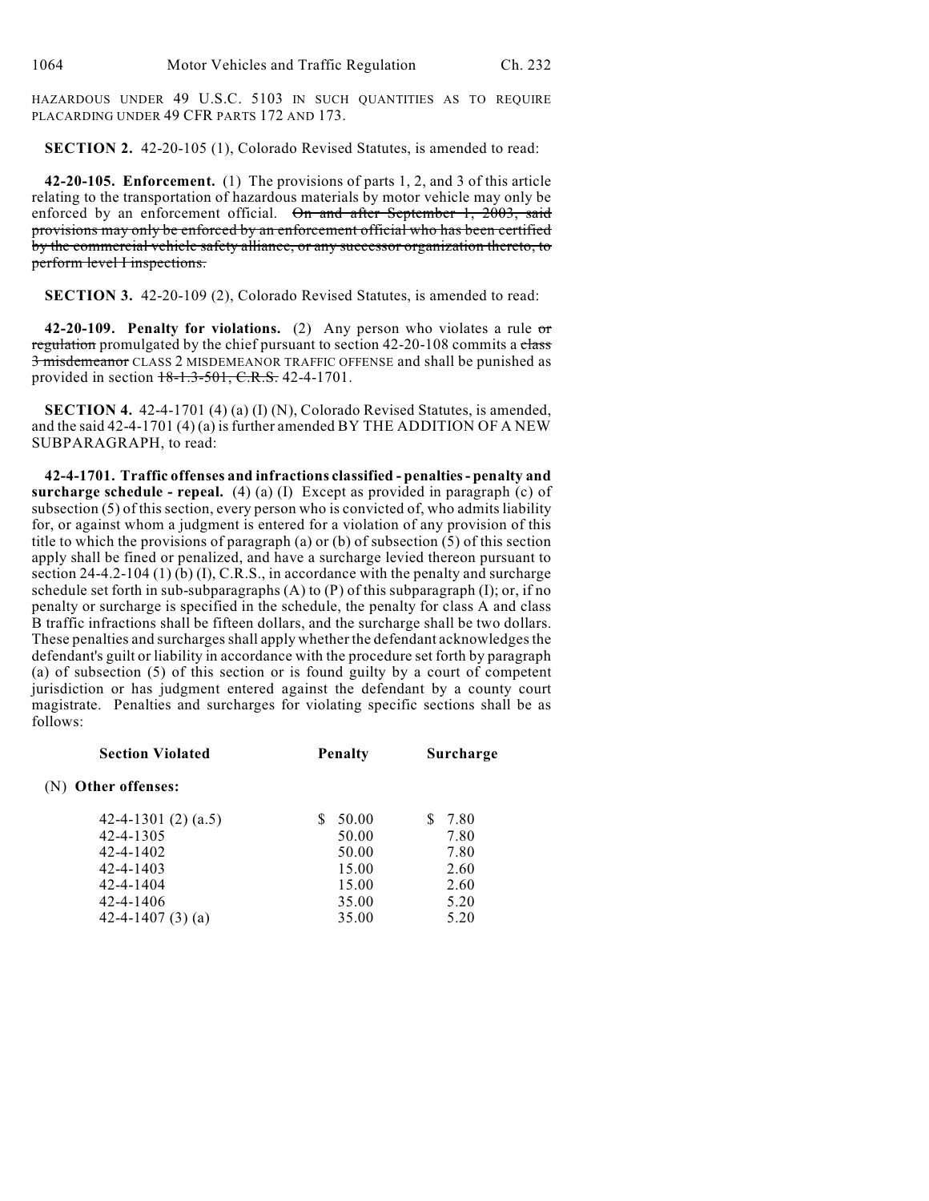HAZARDOUS UNDER 49 U.S.C. 5103 IN SUCH QUANTITIES AS TO REQUIRE PLACARDING UNDER 49 CFR PARTS 172 AND 173.

**SECTION 2.** 42-20-105 (1), Colorado Revised Statutes, is amended to read:

**42-20-105. Enforcement.** (1) The provisions of parts 1, 2, and 3 of this article relating to the transportation of hazardous materials by motor vehicle may only be enforced by an enforcement official. ~~On and after September 1, 2003, said provisions may only be enforced by an enforcement official who has been certified by the commercial vehicle safety alliance, or any successor organization thereto, to perform level I inspections.~~

**SECTION 3.** 42-20-109 (2), Colorado Revised Statutes, is amended to read:

**42-20-109. Penalty for violations.** (2) Any person who violates a rule ~~or regulation~~ promulgated by the chief pursuant to section 42-20-108 commits a ~~class 3 misdemeanor~~ CLASS 2 MISDEMEANOR TRAFFIC OFFENSE and shall be punished as provided in section ~~18-1.3-501, C.R.S.~~ 42-4-1701.

**SECTION 4.** 42-4-1701 (4) (a) (I) (N), Colorado Revised Statutes, is amended, and the said 42-4-1701 (4) (a) is further amended BY THE ADDITION OF A NEW SUBPARAGRAPH, to read:

**42-4-1701. Traffic offenses and infractions classified - penalties - penalty and surcharge schedule - repeal.** (4) (a) (I) Except as provided in paragraph (c) of subsection (5) of this section, every person who is convicted of, who admits liability for, or against whom a judgment is entered for a violation of any provision of this title to which the provisions of paragraph (a) or (b) of subsection (5) of this section apply shall be fined or penalized, and have a surcharge levied thereon pursuant to section 24-4.2-104 (1) (b) (I), C.R.S., in accordance with the penalty and surcharge schedule set forth in sub-subparagraphs (A) to (P) of this subparagraph (I); or, if no penalty or surcharge is specified in the schedule, the penalty for class A and class B traffic infractions shall be fifteen dollars, and the surcharge shall be two dollars. These penalties and surcharges shall apply whether the defendant acknowledges the defendant's guilt or liability in accordance with the procedure set forth by paragraph (a) of subsection (5) of this section or is found guilty by a court of competent jurisdiction or has judgment entered against the defendant by a county court magistrate. Penalties and surcharges for violating specific sections shall be as follows:

| **Section Violated** | **Penalty** | **Surcharge** |
|---|---|---|
| (N) **Other offenses:** | | |
| 42-4-1301 (2) (a.5) | $ 50.00 | $ 7.80 |
| 42-4-1305 | 50.00 | 7.80 |
| 42-4-1402 | 50.00 | 7.80 |
| 42-4-1403 | 15.00 | 2.60 |
| 42-4-1404 | 15.00 | 2.60 |
| 42-4-1406 | 35.00 | 5.20 |
| 42-4-1407 (3) (a) | 35.00 | 5.20 |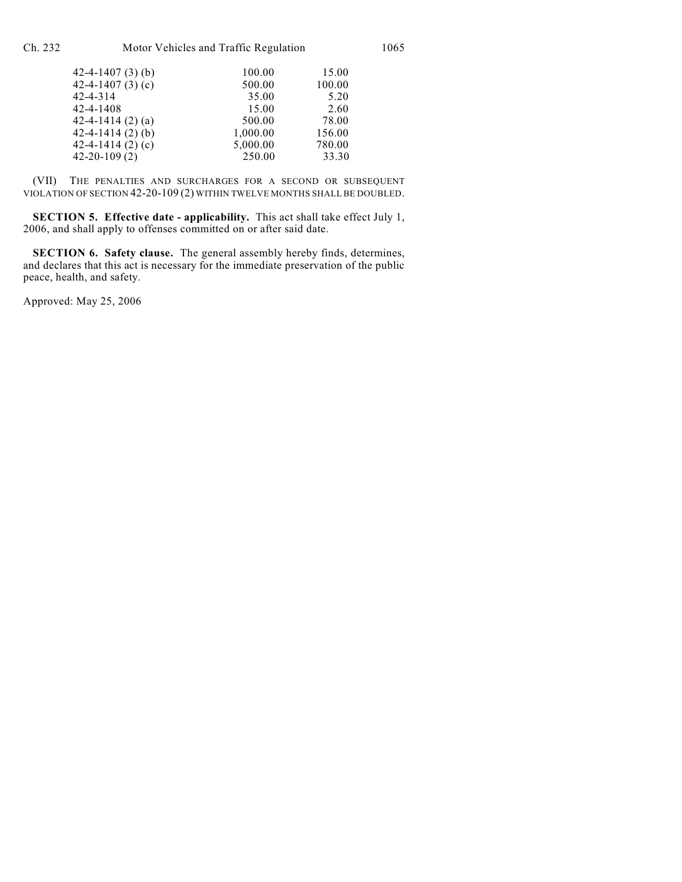| | | |
|---|---|---|
| 42-4-1407 (3) (b) | 100.00 | 15.00 |
| 42-4-1407 (3) (c) | 500.00 | 100.00 |
| 42-4-314 | 35.00 | 5.20 |
| 42-4-1408 | 15.00 | 2.60 |
| 42-4-1414 (2) (a) | 500.00 | 78.00 |
| 42-4-1414 (2) (b) | 1,000.00 | 156.00 |
| 42-4-1414 (2) (c) | 5,000.00 | 780.00 |
| 42-20-109 (2) | 250.00 | 33.30 |

(VII) THE PENALTIES AND SURCHARGES FOR A SECOND OR SUBSEQUENT VIOLATION OF SECTION 42-20-109 (2) WITHIN TWELVE MONTHS SHALL BE DOUBLED.

**SECTION 5. Effective date - applicability.** This act shall take effect July 1, 2006, and shall apply to offenses committed on or after said date.

**SECTION 6. Safety clause.** The general assembly hereby finds, determines, and declares that this act is necessary for the immediate preservation of the public peace, health, and safety.

Approved: May 25, 2006